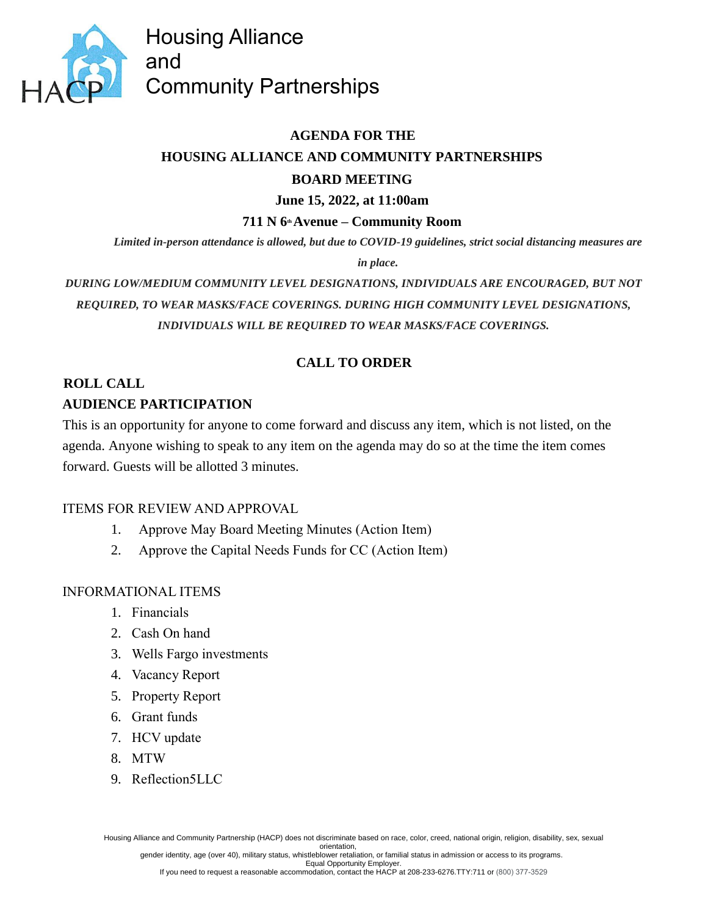# Housing Alliance and Community Partnerships

**AGENDA FOR THE**

**HOUSING ALLIANCE AND COMMUNITY PARTNERSHIPS**

**BOARD MEETING**

**June 15, 2022, at 11:00am**

**711 N 6th Avenue – Community Room**

***Limited in-person attendance is allowed, but due to COVID-19 guidelines, strict social distancing measures are in place.***

***DURING LOW/MEDIUM COMMUNITY LEVEL DESIGNATIONS, INDIVIDUALS ARE ENCOURAGED, BUT NOT REQUIRED, TO WEAR MASKS/FACE COVERINGS. DURING HIGH COMMUNITY LEVEL DESIGNATIONS, INDIVIDUALS WILL BE REQUIRED TO WEAR MASKS/FACE COVERINGS.***

## CALL TO ORDER

**ROLL CALL**

**AUDIENCE PARTICIPATION**

This is an opportunity for anyone to come forward and discuss any item, which is not listed, on the agenda. Anyone wishing to speak to any item on the agenda may do so at the time the item comes forward. Guests will be allotted 3 minutes.

ITEMS FOR REVIEW AND APPROVAL

1. Approve May Board Meeting Minutes (Action Item)
2. Approve the Capital Needs Funds for CC (Action Item)

INFORMATIONAL ITEMS

1. Financials
2. Cash On hand
3. Wells Fargo investments
4. Vacancy Report
5. Property Report
6. Grant funds
7. HCV update
8. MTW
9. Reflection5LLC

Housing Alliance and Community Partnership (HACP) does not discriminate based on race, color, creed, national origin, religion, disability, sex, sexual orientation, gender identity, age (over 40), military status, whistleblower retaliation, or familial status in admission or access to its programs. Equal Opportunity Employer. If you need to request a reasonable accommodation, contact the HACP at 208-233-6276.TTY:711 or (800) 377-3529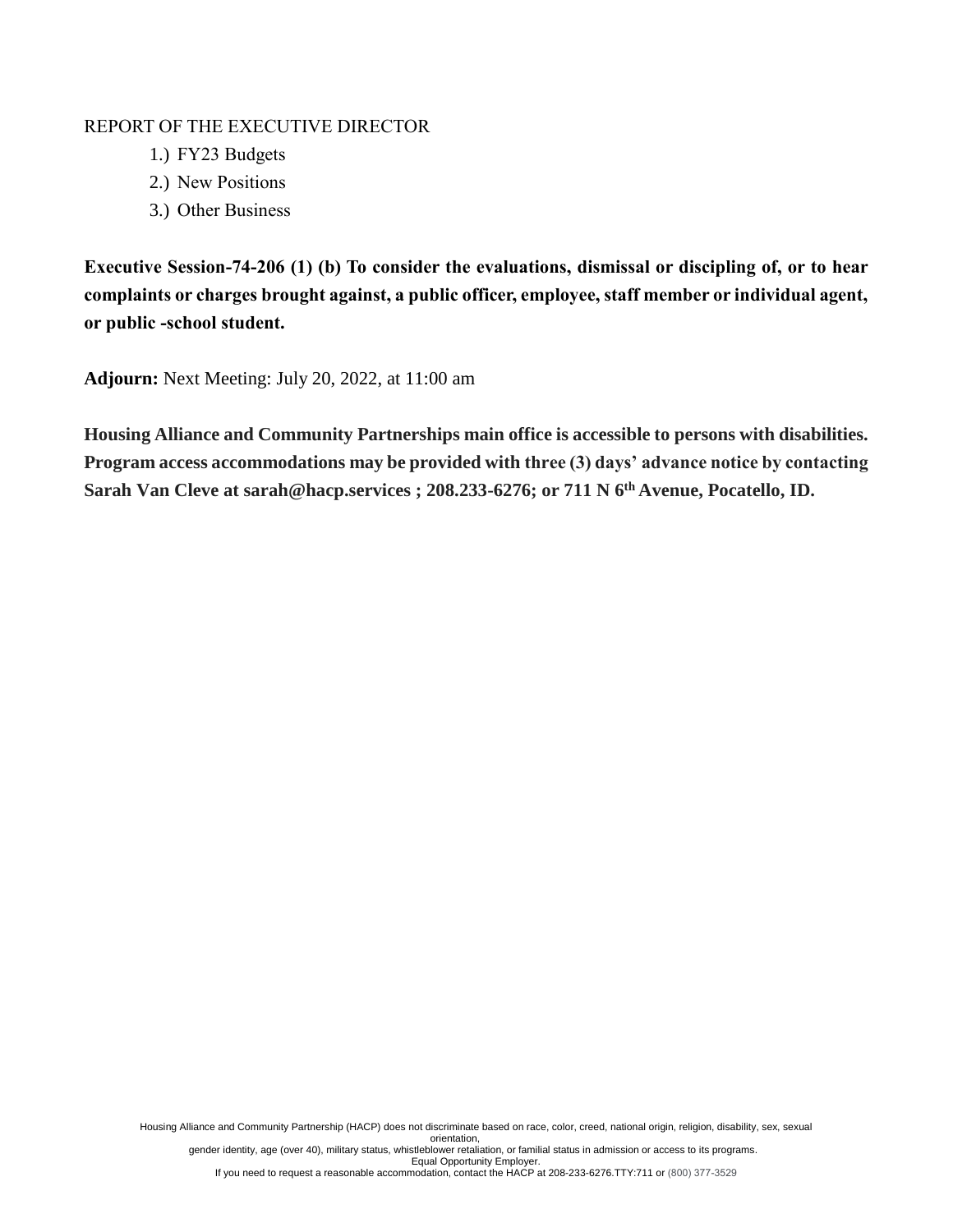REPORT OF THE EXECUTIVE DIRECTOR

1.) FY23 Budgets
2.) New Positions
3.) Other Business

**Executive Session-74-206 (1) (b) To consider the evaluations, dismissal or discipling of, or to hear complaints or charges brought against, a public officer, employee, staff member or individual agent, or public -school student.**

**Adjourn:** Next Meeting: July 20, 2022, at 11:00 am

**Housing Alliance and Community Partnerships main office is accessible to persons with disabilities. Program access accommodations may be provided with three (3) days' advance notice by contacting Sarah Van Cleve at sarah@hacp.services ; 208.233-6276; or 711 N 6th Avenue, Pocatello, ID.**

Housing Alliance and Community Partnership (HACP) does not discriminate based on race, color, creed, national origin, religion, disability, sex, sexual orientation, gender identity, age (over 40), military status, whistleblower retaliation, or familial status in admission or access to its programs. Equal Opportunity Employer. If you need to request a reasonable accommodation, contact the HACP at 208-233-6276.TTY:711 or (800) 377-3529